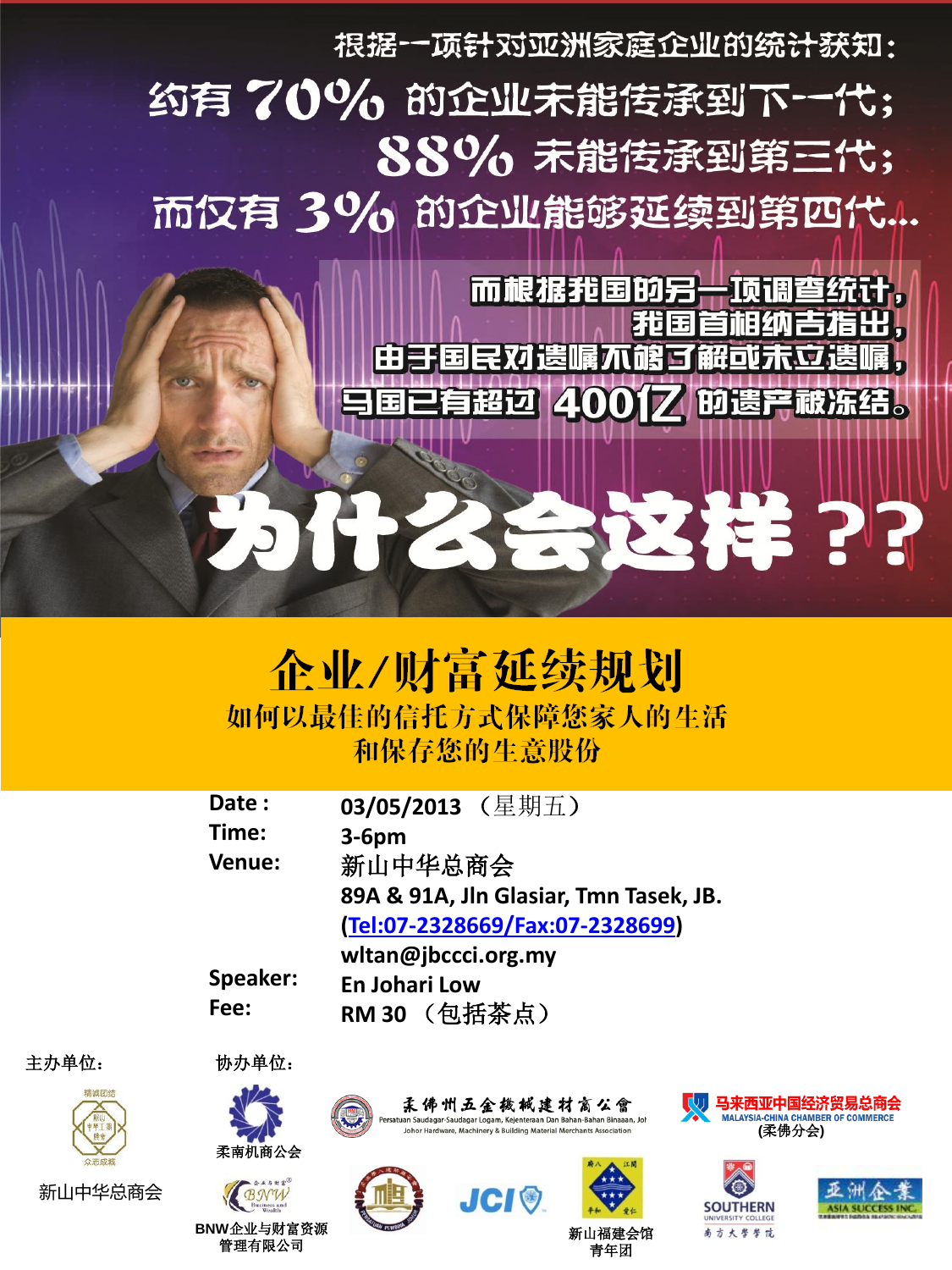根据一项针对亚洲家庭企业的统计获知：

约有 70% 的企业未能传承到下一代；

88% 未能传承到第三代；

而仅有 3% 的企业能够延续到第四代...

而根据我国的另一项调查统计，我国首相纳吉指出，由于国民对遗嘱不够了解或未立遗嘱，马国已有超过 400亿 的遗产被冻结。

# 为什么会这样 ??

# 企业/财富延续规划

## 如何以最佳的信托方式保障您家人的生活和保存您的生意股份

| | |
|---|---|
| Date : | 03/05/2013 （星期五） |
| Time: | 3-6pm |
| Venue: | 新山中华总商会<br>89A & 91A, Jln Glasiar, Tmn Tasek, JB.<br>(Tel:07-2328669/Fax:07-2328699)<br>wltan@jbccci.org.my |
| Speaker: | En Johari Low |
| Fee: | RM 30 （包括茶点） |

主办单位：

新山中华总商会

协办单位：

柔南机商公会

柔佛州五金机械建材商公会 Persatuan Saudagar-Saudagar Logam, Kejenteraan Dan Bahan-Bahan Binaaan, Johor Johor Hardware, Machinery & Building Material Merchants Association

马来西亚中国经济贸易总商会 MALAYSIA-CHINA CHAMBER OF COMMERCE (柔佛分会)

BNW企业与财富资源管理有限公司

JCI

新山福建会馆青年团

SOUTHERN UNIVERSITY COLLEGE 南方大学学院

亚洲企业 ASIA SUCCESS INC.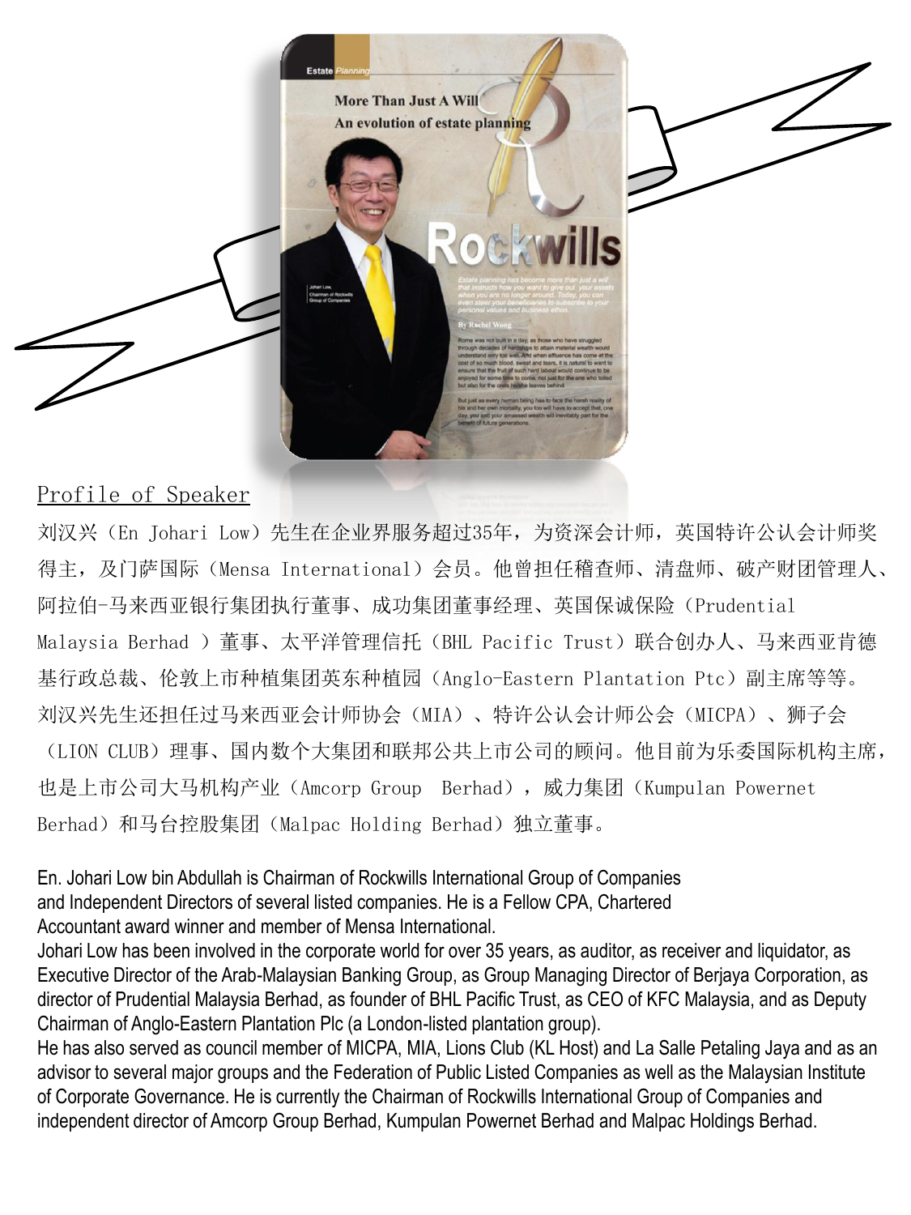Profile of Speaker

刘汉兴（En Johari Low）先生在企业界服务超过35年，为资深会计师，英国特许公认会计师奖得主，及门萨国际（Mensa International）会员。他曾担任稽查师、清盘师、破产财团管理人、阿拉伯-马来西亚银行集团执行董事、成功集团董事经理、英国保诚保险（Prudential Malaysia Berhad ）董事、太平洋管理信托（BHL Pacific Trust）联合创办人、马来西亚肯德基行政总裁、伦敦上市种植集团英东种植园（Anglo-Eastern Plantation Ptc）副主席等等。刘汉兴先生还担任过马来西亚会计师协会（MIA）、特许公认会计师公会（MICPA）、狮子会（LION CLUB）理事、国内数个大集团和联邦公共上市公司的顾问。他目前为乐委国际机构主席，也是上市公司大马机构产业（Amcorp Group  Berhad），威力集团（Kumpulan Powernet Berhad）和马台控股集团（Malpac Holding Berhad）独立董事。

En. Johari Low bin Abdullah is Chairman of Rockwills International Group of Companies and Independent Directors of several listed companies. He is a Fellow CPA, Chartered Accountant award winner and member of Mensa International.

Johari Low has been involved in the corporate world for over 35 years, as auditor, as receiver and liquidator, as Executive Director of the Arab-Malaysian Banking Group, as Group Managing Director of Berjaya Corporation, as director of Prudential Malaysia Berhad, as founder of BHL Pacific Trust, as CEO of KFC Malaysia, and as Deputy Chairman of Anglo-Eastern Plantation Plc (a London-listed plantation group).

He has also served as council member of MICPA, MIA, Lions Club (KL Host) and La Salle Petaling Jaya and as an advisor to several major groups and the Federation of Public Listed Companies as well as the Malaysian Institute of Corporate Governance. He is currently the Chairman of Rockwills International Group of Companies and independent director of Amcorp Group Berhad, Kumpulan Powernet Berhad and Malpac Holdings Berhad.